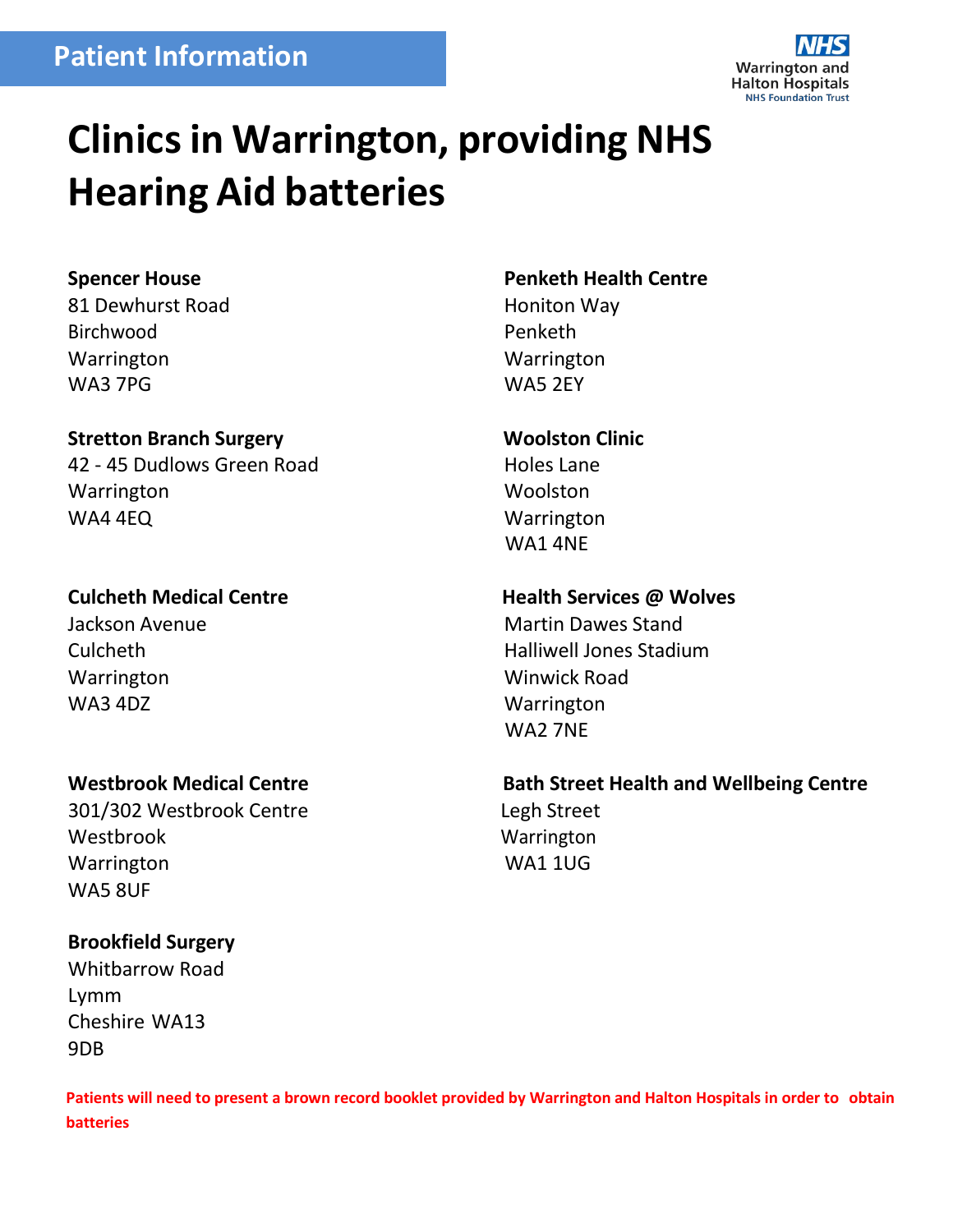Patient Information

Warrington and Halton Hospitals NHS Foundation Trust

# Clinics in Warrington, providing NHS Hearing Aid batteries

**Spencer House**
81 Dewhurst Road
Birchwood
Warrington
WA3 7PG

**Stretton Branch Surgery**
42 - 45 Dudlows Green Road
Warrington
WA4 4EQ

**Culcheth Medical Centre**
Jackson Avenue
Culcheth
Warrington
WA3 4DZ

**Westbrook Medical Centre**
301/302 Westbrook Centre
Westbrook
Warrington
WA5 8UF

**Brookfield Surgery**
Whitbarrow Road
Lymm
Cheshire WA13
9DB

**Penketh Health Centre**
Honiton Way
Penketh
Warrington
WA5 2EY

**Woolston Clinic**
Holes Lane
Woolston
Warrington
WA1 4NE

**Health Services @ Wolves**
Martin Dawes Stand
Halliwell Jones Stadium
Winwick Road
Warrington
WA2 7NE

**Bath Street Health and Wellbeing Centre**
Legh Street
Warrington
WA1 1UG

**Patients will need to present a brown record booklet provided by Warrington and Halton Hospitals in order to obtain batteries**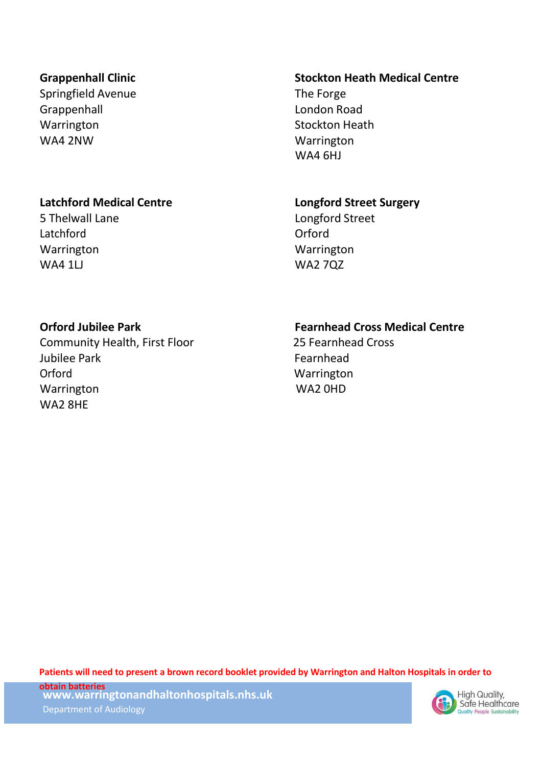**Grappenhall Clinic**
Springfield Avenue
Grappenhall
Warrington
WA4 2NW

**Stockton Heath Medical Centre**
The Forge
London Road
Stockton Heath
Warrington
WA4 6HJ

**Latchford Medical Centre**
5 Thelwall Lane
Latchford
Warrington
WA4 1LJ

**Longford Street Surgery**
Longford Street
Orford
Warrington
WA2 7QZ

**Orford Jubilee Park**
Community Health, First Floor
Jubilee Park
Orford
Warrington
WA2 8HE

**Fearnhead Cross Medical Centre**
25 Fearnhead Cross
Fearnhead
Warrington
WA2 0HD

**Patients will need to present a brown record booklet provided by Warrington and Halton Hospitals in order to obtain batteries**